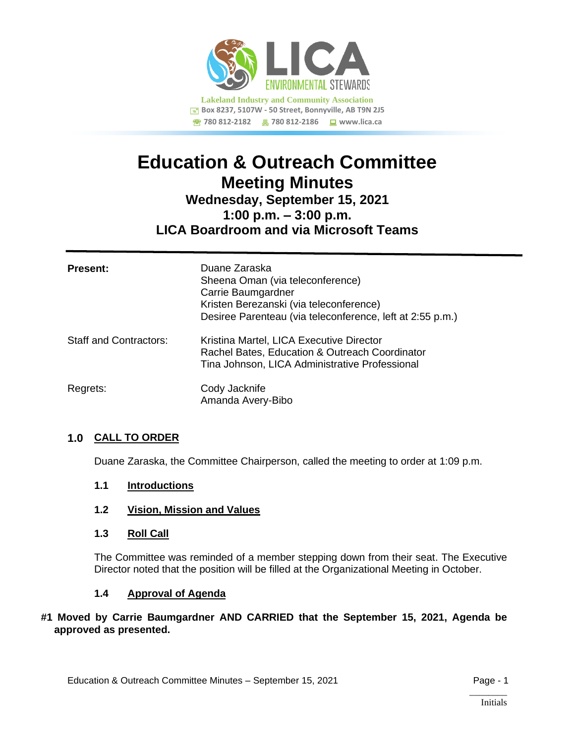LICA ENVIRONMENTAL STEWARDS

**Lakeland Industry and Community Association**
Box 8237, 5107W - 50 Street, Bonnyville, AB T9N 2J5
780 812-2182 780 812-2186 www.lica.ca

# Education & Outreach Committee
## Meeting Minutes
### Wednesday, September 15, 2021
### 1:00 p.m. – 3:00 p.m.
### LICA Boardroom and via Microsoft Teams

---

| | |
|---|---|
| **Present:** | Duane Zaraska<br>Sheena Oman (via teleconference)<br>Carrie Baumgardner<br>Kristen Berezanski (via teleconference)<br>Desiree Parenteau (via teleconference, left at 2:55 p.m.) |
| Staff and Contractors: | Kristina Martel, LICA Executive Director<br>Rachel Bates, Education & Outreach Coordinator<br>Tina Johnson, LICA Administrative Professional |
| Regrets: | Cody Jacknife<br>Amanda Avery-Bibo |

## 1.0 CALL TO ORDER

Duane Zaraska, the Committee Chairperson, called the meeting to order at 1:09 p.m.

### 1.1 Introductions

### 1.2 Vision, Mission and Values

### 1.3 Roll Call

The Committee was reminded of a member stepping down from their seat. The Executive Director noted that the position will be filled at the Organizational Meeting in October.

### 1.4 Approval of Agenda

**#1 Moved by Carrie Baumgardner AND CARRIED that the September 15, 2021, Agenda be approved as presented.**

Initials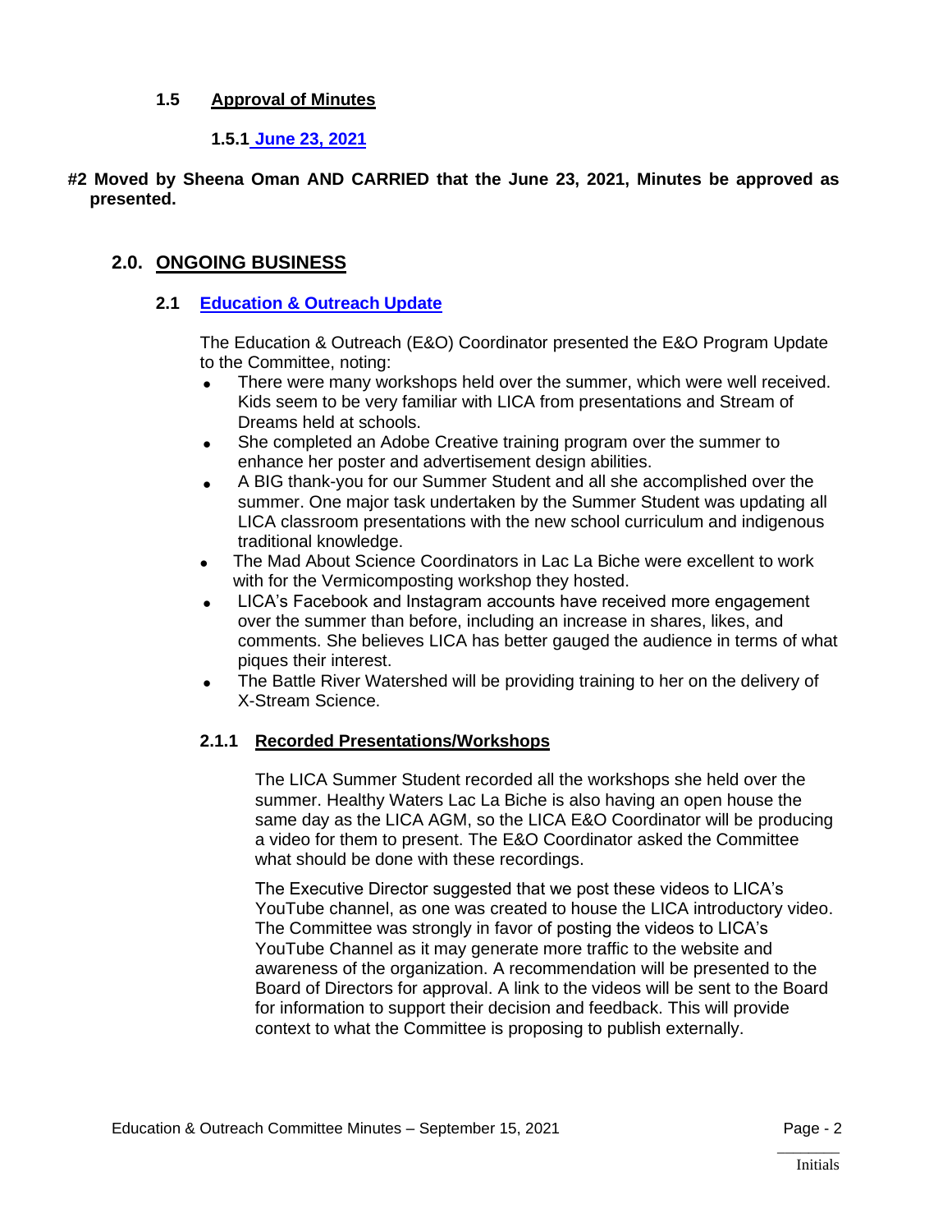### 1.5 Approval of Minutes

#### 1.5.1 June 23, 2021

**#2 Moved by Sheena Oman AND CARRIED that the June 23, 2021, Minutes be approved as presented.**

## 2.0. ONGOING BUSINESS

### 2.1 Education & Outreach Update

The Education & Outreach (E&O) Coordinator presented the E&O Program Update to the Committee, noting:

- There were many workshops held over the summer, which were well received. Kids seem to be very familiar with LICA from presentations and Stream of Dreams held at schools.
- She completed an Adobe Creative training program over the summer to enhance her poster and advertisement design abilities.
- A BIG thank-you for our Summer Student and all she accomplished over the summer. One major task undertaken by the Summer Student was updating all LICA classroom presentations with the new school curriculum and indigenous traditional knowledge.
- The Mad About Science Coordinators in Lac La Biche were excellent to work with for the Vermicomposting workshop they hosted.
- LICA's Facebook and Instagram accounts have received more engagement over the summer than before, including an increase in shares, likes, and comments. She believes LICA has better gauged the audience in terms of what piques their interest.
- The Battle River Watershed will be providing training to her on the delivery of X-Stream Science.

#### 2.1.1 Recorded Presentations/Workshops

The LICA Summer Student recorded all the workshops she held over the summer. Healthy Waters Lac La Biche is also having an open house the same day as the LICA AGM, so the LICA E&O Coordinator will be producing a video for them to present. The E&O Coordinator asked the Committee what should be done with these recordings.

The Executive Director suggested that we post these videos to LICA's YouTube channel, as one was created to house the LICA introductory video. The Committee was strongly in favor of posting the videos to LICA's YouTube Channel as it may generate more traffic to the website and awareness of the organization. A recommendation will be presented to the Board of Directors for approval. A link to the videos will be sent to the Board for information to support their decision and feedback. This will provide context to what the Committee is proposing to publish externally.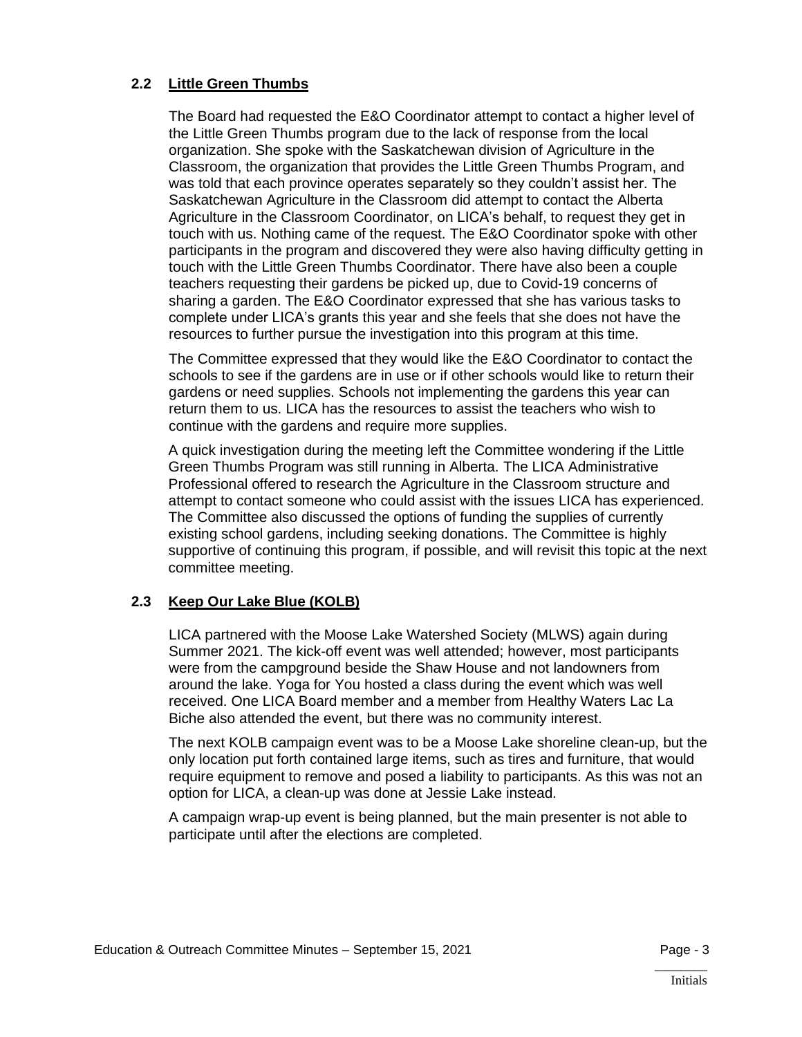### 2.2 Little Green Thumbs

The Board had requested the E&O Coordinator attempt to contact a higher level of the Little Green Thumbs program due to the lack of response from the local organization. She spoke with the Saskatchewan division of Agriculture in the Classroom, the organization that provides the Little Green Thumbs Program, and was told that each province operates separately so they couldn't assist her. The Saskatchewan Agriculture in the Classroom did attempt to contact the Alberta Agriculture in the Classroom Coordinator, on LICA's behalf, to request they get in touch with us. Nothing came of the request. The E&O Coordinator spoke with other participants in the program and discovered they were also having difficulty getting in touch with the Little Green Thumbs Coordinator. There have also been a couple teachers requesting their gardens be picked up, due to Covid-19 concerns of sharing a garden. The E&O Coordinator expressed that she has various tasks to complete under LICA's grants this year and she feels that she does not have the resources to further pursue the investigation into this program at this time.

The Committee expressed that they would like the E&O Coordinator to contact the schools to see if the gardens are in use or if other schools would like to return their gardens or need supplies. Schools not implementing the gardens this year can return them to us. LICA has the resources to assist the teachers who wish to continue with the gardens and require more supplies.

A quick investigation during the meeting left the Committee wondering if the Little Green Thumbs Program was still running in Alberta. The LICA Administrative Professional offered to research the Agriculture in the Classroom structure and attempt to contact someone who could assist with the issues LICA has experienced. The Committee also discussed the options of funding the supplies of currently existing school gardens, including seeking donations. The Committee is highly supportive of continuing this program, if possible, and will revisit this topic at the next committee meeting.

### 2.3 Keep Our Lake Blue (KOLB)

LICA partnered with the Moose Lake Watershed Society (MLWS) again during Summer 2021. The kick-off event was well attended; however, most participants were from the campground beside the Shaw House and not landowners from around the lake. Yoga for You hosted a class during the event which was well received. One LICA Board member and a member from Healthy Waters Lac La Biche also attended the event, but there was no community interest.

The next KOLB campaign event was to be a Moose Lake shoreline clean-up, but the only location put forth contained large items, such as tires and furniture, that would require equipment to remove and posed a liability to participants. As this was not an option for LICA, a clean-up was done at Jessie Lake instead.

A campaign wrap-up event is being planned, but the main presenter is not able to participate until after the elections are completed.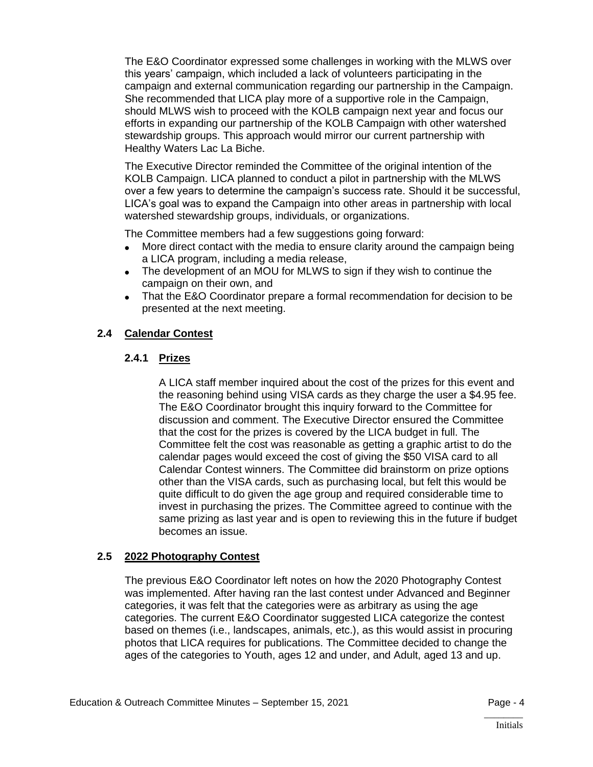The E&O Coordinator expressed some challenges in working with the MLWS over this years' campaign, which included a lack of volunteers participating in the campaign and external communication regarding our partnership in the Campaign. She recommended that LICA play more of a supportive role in the Campaign, should MLWS wish to proceed with the KOLB campaign next year and focus our efforts in expanding our partnership of the KOLB Campaign with other watershed stewardship groups. This approach would mirror our current partnership with Healthy Waters Lac La Biche.

The Executive Director reminded the Committee of the original intention of the KOLB Campaign. LICA planned to conduct a pilot in partnership with the MLWS over a few years to determine the campaign's success rate. Should it be successful, LICA's goal was to expand the Campaign into other areas in partnership with local watershed stewardship groups, individuals, or organizations.

The Committee members had a few suggestions going forward:

- More direct contact with the media to ensure clarity around the campaign being a LICA program, including a media release,
- The development of an MOU for MLWS to sign if they wish to continue the campaign on their own, and
- That the E&O Coordinator prepare a formal recommendation for decision to be presented at the next meeting.

### 2.4 Calendar Contest

#### 2.4.1 Prizes

A LICA staff member inquired about the cost of the prizes for this event and the reasoning behind using VISA cards as they charge the user a $4.95 fee. The E&O Coordinator brought this inquiry forward to the Committee for discussion and comment. The Executive Director ensured the Committee that the cost for the prizes is covered by the LICA budget in full. The Committee felt the cost was reasonable as getting a graphic artist to do the calendar pages would exceed the cost of giving the $50 VISA card to all Calendar Contest winners. The Committee did brainstorm on prize options other than the VISA cards, such as purchasing local, but felt this would be quite difficult to do given the age group and required considerable time to invest in purchasing the prizes. The Committee agreed to continue with the same prizing as last year and is open to reviewing this in the future if budget becomes an issue.

### 2.5 2022 Photography Contest

The previous E&O Coordinator left notes on how the 2020 Photography Contest was implemented. After having ran the last contest under Advanced and Beginner categories, it was felt that the categories were as arbitrary as using the age categories. The current E&O Coordinator suggested LICA categorize the contest based on themes (i.e., landscapes, animals, etc.), as this would assist in procuring photos that LICA requires for publications. The Committee decided to change the ages of the categories to Youth, ages 12 and under, and Adult, aged 13 and up.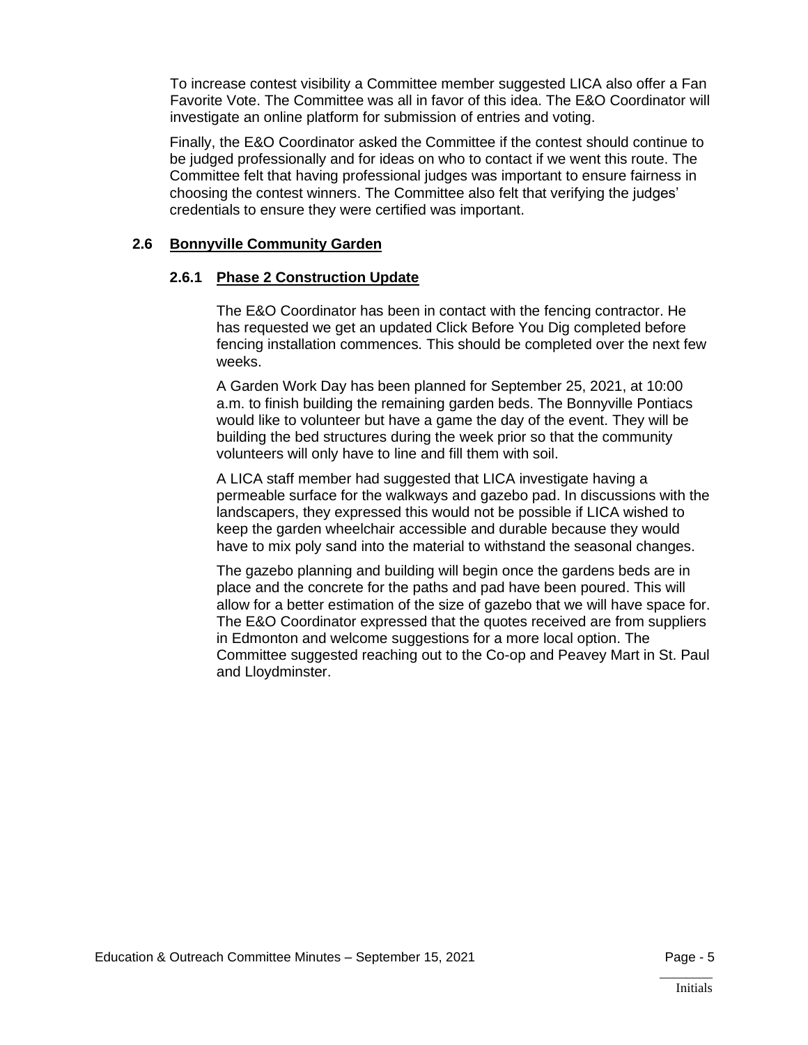To increase contest visibility a Committee member suggested LICA also offer a Fan Favorite Vote. The Committee was all in favor of this idea. The E&O Coordinator will investigate an online platform for submission of entries and voting.

Finally, the E&O Coordinator asked the Committee if the contest should continue to be judged professionally and for ideas on who to contact if we went this route. The Committee felt that having professional judges was important to ensure fairness in choosing the contest winners. The Committee also felt that verifying the judges' credentials to ensure they were certified was important.

## 2.6 Bonnyville Community Garden

### 2.6.1 Phase 2 Construction Update

The E&O Coordinator has been in contact with the fencing contractor. He has requested we get an updated Click Before You Dig completed before fencing installation commences. This should be completed over the next few weeks.

A Garden Work Day has been planned for September 25, 2021, at 10:00 a.m. to finish building the remaining garden beds. The Bonnyville Pontiacs would like to volunteer but have a game the day of the event. They will be building the bed structures during the week prior so that the community volunteers will only have to line and fill them with soil.

A LICA staff member had suggested that LICA investigate having a permeable surface for the walkways and gazebo pad. In discussions with the landscapers, they expressed this would not be possible if LICA wished to keep the garden wheelchair accessible and durable because they would have to mix poly sand into the material to withstand the seasonal changes.

The gazebo planning and building will begin once the gardens beds are in place and the concrete for the paths and pad have been poured. This will allow for a better estimation of the size of gazebo that we will have space for. The E&O Coordinator expressed that the quotes received are from suppliers in Edmonton and welcome suggestions for a more local option. The Committee suggested reaching out to the Co-op and Peavey Mart in St. Paul and Lloydminster.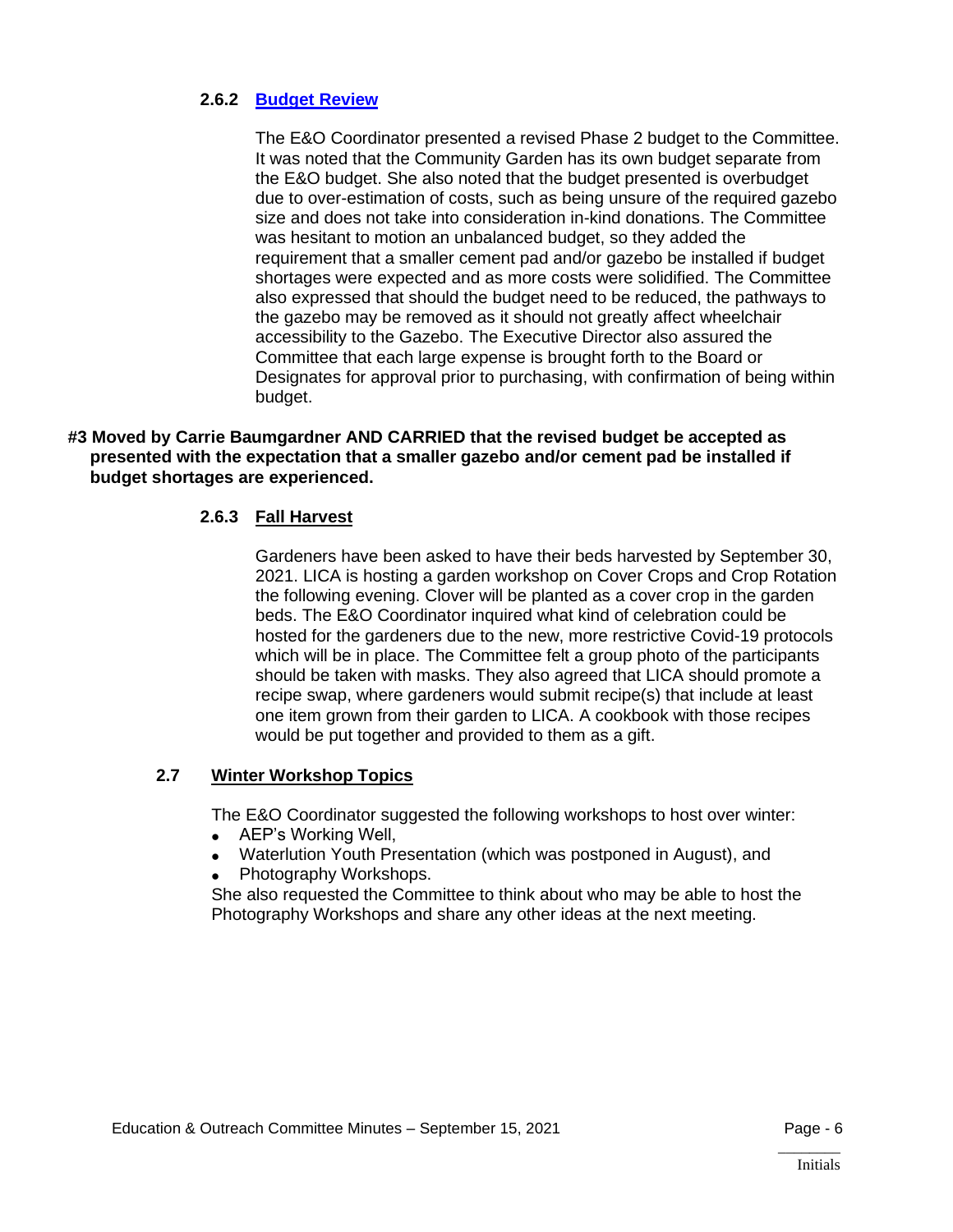#### 2.6.2 Budget Review

The E&O Coordinator presented a revised Phase 2 budget to the Committee. It was noted that the Community Garden has its own budget separate from the E&O budget. She also noted that the budget presented is overbudget due to over-estimation of costs, such as being unsure of the required gazebo size and does not take into consideration in-kind donations. The Committee was hesitant to motion an unbalanced budget, so they added the requirement that a smaller cement pad and/or gazebo be installed if budget shortages were expected and as more costs were solidified. The Committee also expressed that should the budget need to be reduced, the pathways to the gazebo may be removed as it should not greatly affect wheelchair accessibility to the Gazebo. The Executive Director also assured the Committee that each large expense is brought forth to the Board or Designates for approval prior to purchasing, with confirmation of being within budget.

**#3 Moved by Carrie Baumgardner AND CARRIED that the revised budget be accepted as presented with the expectation that a smaller gazebo and/or cement pad be installed if budget shortages are experienced.**

#### 2.6.3 Fall Harvest

Gardeners have been asked to have their beds harvested by September 30, 2021. LICA is hosting a garden workshop on Cover Crops and Crop Rotation the following evening. Clover will be planted as a cover crop in the garden beds. The E&O Coordinator inquired what kind of celebration could be hosted for the gardeners due to the new, more restrictive Covid-19 protocols which will be in place. The Committee felt a group photo of the participants should be taken with masks. They also agreed that LICA should promote a recipe swap, where gardeners would submit recipe(s) that include at least one item grown from their garden to LICA. A cookbook with those recipes would be put together and provided to them as a gift.

### 2.7 Winter Workshop Topics

The E&O Coordinator suggested the following workshops to host over winter:

- AEP's Working Well,
- Waterlution Youth Presentation (which was postponed in August), and
- Photography Workshops.

She also requested the Committee to think about who may be able to host the Photography Workshops and share any other ideas at the next meeting.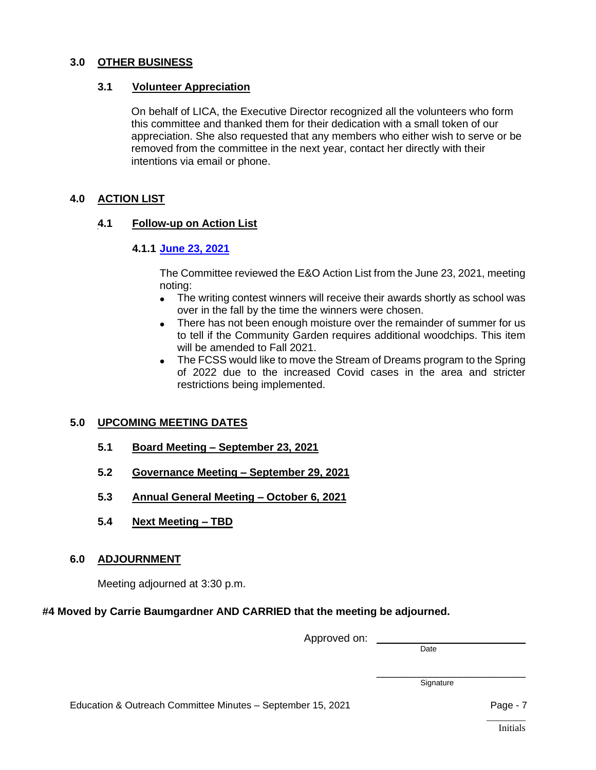## 3.0 OTHER BUSINESS

### 3.1 Volunteer Appreciation

On behalf of LICA, the Executive Director recognized all the volunteers who form this committee and thanked them for their dedication with a small token of our appreciation. She also requested that any members who either wish to serve or be removed from the committee in the next year, contact her directly with their intentions via email or phone.

## 4.0 ACTION LIST

### 4.1 Follow-up on Action List

#### 4.1.1 June 23, 2021

The Committee reviewed the E&O Action List from the June 23, 2021, meeting noting:

- The writing contest winners will receive their awards shortly as school was over in the fall by the time the winners were chosen.
- There has not been enough moisture over the remainder of summer for us to tell if the Community Garden requires additional woodchips. This item will be amended to Fall 2021.
- The FCSS would like to move the Stream of Dreams program to the Spring of 2022 due to the increased Covid cases in the area and stricter restrictions being implemented.

## 5.0 UPCOMING MEETING DATES

### 5.1 Board Meeting – September 23, 2021

### 5.2 Governance Meeting – September 29, 2021

### 5.3 Annual General Meeting – October 6, 2021

### 5.4 Next Meeting – TBD

## 6.0 ADJOURNMENT

Meeting adjourned at 3:30 p.m.

**#4 Moved by Carrie Baumgardner AND CARRIED that the meeting be adjourned.**

Approved on: ______________________
Date

______________________
Signature

Education & Outreach Committee Minutes – September 15, 2021

______
Initials